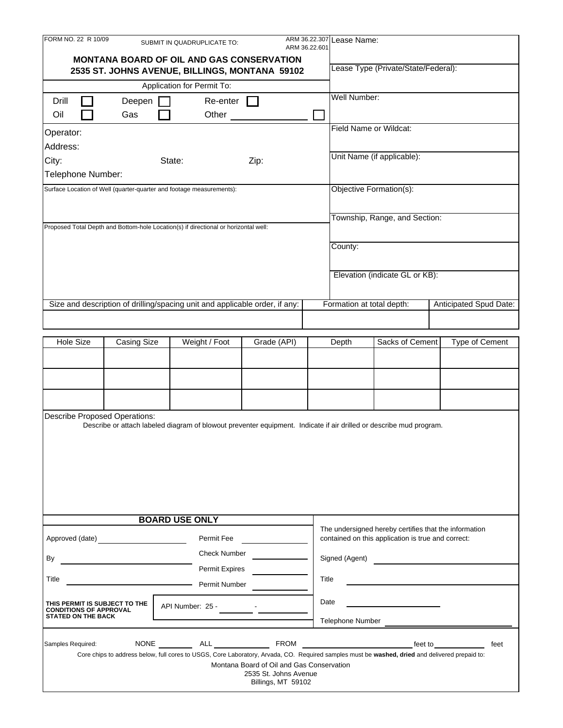FORM NO. 22 R 10/09

SUBMIT IN QUADRUPLICATE TO:

ARM 36.22.307
ARM 36.22.601

**MONTANA BOARD OF OIL AND GAS CONSERVATION**
**2535 ST. JOHNS AVENUE, BILLINGS, MONTANA 59102**

Application for Permit To:

Drill ☐ Deepen ☐ Re-enter ☐
Oil ☐ Gas ☐ Other ________ ☐

Operator:
Address:
City: State: Zip:
Telephone Number:

Surface Location of Well (quarter-quarter and footage measurements):

Proposed Total Depth and Bottom-hole Location(s) if directional or horizontal well:

Lease Name:

Lease Type (Private/State/Federal):

Well Number:

Field Name or Wildcat:

Unit Name (if applicable):

Objective Formation(s):

Township, Range, and Section:

County:

Elevation (indicate GL or KB):

| Size and description of drilling/spacing unit and applicable order, if any: | Formation at total depth: | Anticipated Spud Date: |
|---|---|---|
| | | |

| Hole Size | Casing Size | Weight / Foot | Grade (API) | Depth | Sacks of Cement | Type of Cement |
|---|---|---|---|---|---|---|
| | | | | | | |
| | | | | | | |
| | | | | | | |

Describe Proposed Operations:
Describe or attach labeled diagram of blowout preventer equipment. Indicate if air drilled or describe mud program.

**BOARD USE ONLY**

Approved (date) ________ Permit Fee ________
Check Number ________
By ________ Permit Expires ________
Title ________ Permit Number ________

**THIS PERMIT IS SUBJECT TO THE CONDITIONS OF APPROVAL STATED ON THE BACK**

API Number: 25 - ________ - ________

The undersigned hereby certifies that the information contained on this application is true and correct:

Signed (Agent) ________

Title ________

Date ________

Telephone Number ________

Samples Required: NONE ________ ALL ________ FROM ________ feet to ________ feet

Core chips to address below, full cores to USGS, Core Laboratory, Arvada, CO. Required samples must be **washed, dried** and delivered prepaid to:

Montana Board of Oil and Gas Conservation
2535 St. Johns Avenue
Billings, MT 59102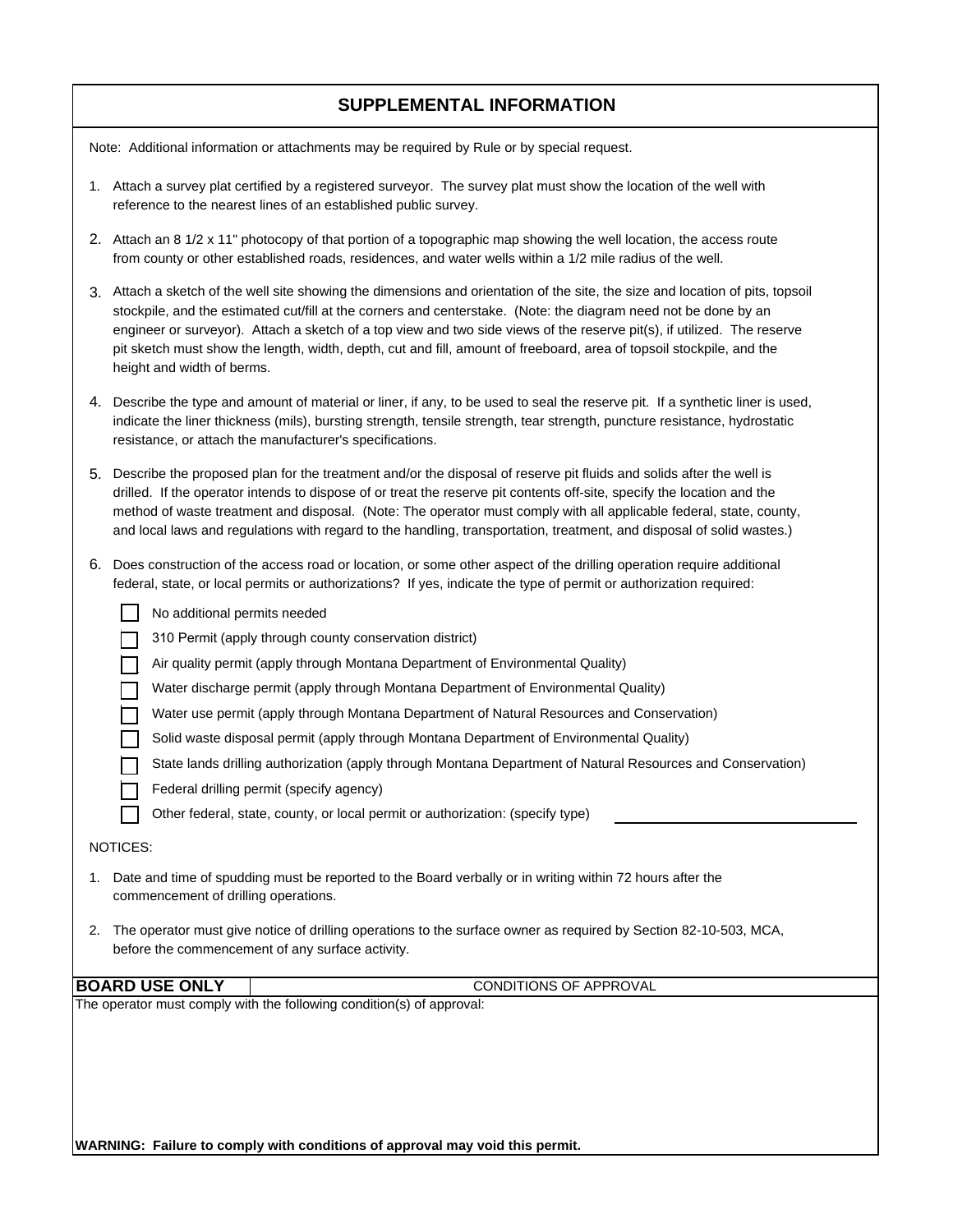## SUPPLEMENTAL INFORMATION

Note: Additional information or attachments may be required by Rule or by special request.

1. Attach a survey plat certified by a registered surveyor. The survey plat must show the location of the well with reference to the nearest lines of an established public survey.

2. Attach an 8 1/2 x 11" photocopy of that portion of a topographic map showing the well location, the access route from county or other established roads, residences, and water wells within a 1/2 mile radius of the well.

3. Attach a sketch of the well site showing the dimensions and orientation of the site, the size and location of pits, topsoil stockpile, and the estimated cut/fill at the corners and centerstake. (Note: the diagram need not be done by an engineer or surveyor). Attach a sketch of a top view and two side views of the reserve pit(s), if utilized. The reserve pit sketch must show the length, width, depth, cut and fill, amount of freeboard, area of topsoil stockpile, and the height and width of berms.

4. Describe the type and amount of material or liner, if any, to be used to seal the reserve pit. If a synthetic liner is used, indicate the liner thickness (mils), bursting strength, tensile strength, tear strength, puncture resistance, hydrostatic resistance, or attach the manufacturer's specifications.

5. Describe the proposed plan for the treatment and/or the disposal of reserve pit fluids and solids after the well is drilled. If the operator intends to dispose of or treat the reserve pit contents off-site, specify the location and the method of waste treatment and disposal. (Note: The operator must comply with all applicable federal, state, county, and local laws and regulations with regard to the handling, transportation, treatment, and disposal of solid wastes.)

6. Does construction of the access road or location, or some other aspect of the drilling operation require additional federal, state, or local permits or authorizations? If yes, indicate the type of permit or authorization required:

   - [ ] No additional permits needed
   - [ ] 310 Permit (apply through county conservation district)
   - [ ] Air quality permit (apply through Montana Department of Environmental Quality)
   - [ ] Water discharge permit (apply through Montana Department of Environmental Quality)
   - [ ] Water use permit (apply through Montana Department of Natural Resources and Conservation)
   - [ ] Solid waste disposal permit (apply through Montana Department of Environmental Quality)
   - [ ] State lands drilling authorization (apply through Montana Department of Natural Resources and Conservation)
   - [ ] Federal drilling permit (specify agency)
   - [ ] Other federal, state, county, or local permit or authorization: (specify type) ____________________

NOTICES:

1. Date and time of spudding must be reported to the Board verbally or in writing within 72 hours after the commencement of drilling operations.

2. The operator must give notice of drilling operations to the surface owner as required by Section 82-10-503, MCA, before the commencement of any surface activity.

| **BOARD USE ONLY** | CONDITIONS OF APPROVAL |
|---|---|

The operator must comply with the following condition(s) of approval:

**WARNING: Failure to comply with conditions of approval may void this permit.**